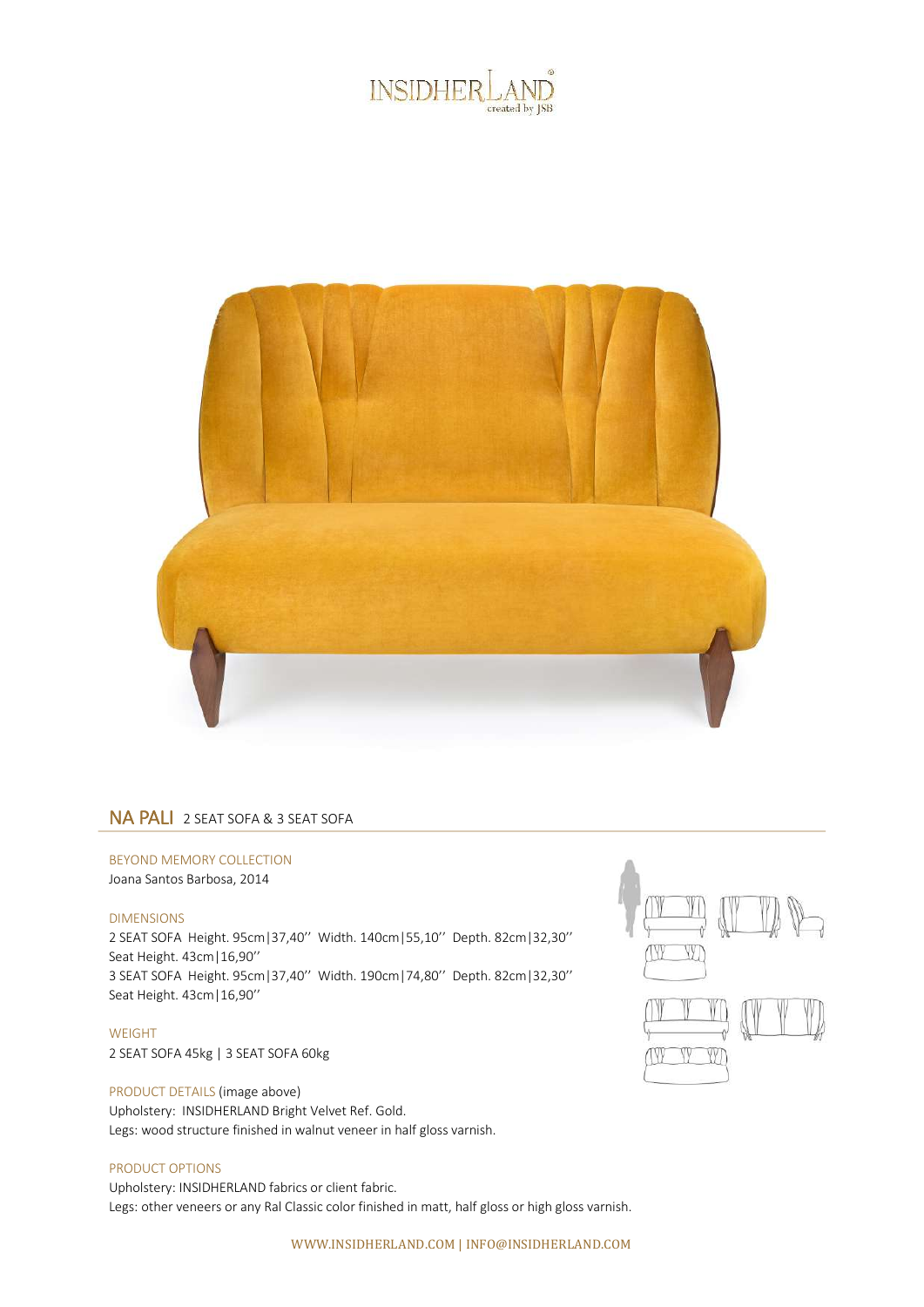INSIDHERLAND created by JSB

## NA PALI 2 SEAT SOFA & 3 SEAT SOFA

BEYOND MEMORY COLLECTION
Joana Santos Barbosa, 2014

DIMENSIONS
2 SEAT SOFA Height. 95cm|37,40'' Width. 140cm|55,10'' Depth. 82cm|32,30''
Seat Height. 43cm|16,90''
3 SEAT SOFA Height. 95cm|37,40'' Width. 190cm|74,80'' Depth. 82cm|32,30''
Seat Height. 43cm|16,90''

WEIGHT
2 SEAT SOFA 45kg | 3 SEAT SOFA 60kg

PRODUCT DETAILS (image above)
Upholstery: INSIDHERLAND Bright Velvet Ref. Gold.
Legs: wood structure finished in walnut veneer in half gloss varnish.

PRODUCT OPTIONS
Upholstery: INSIDHERLAND fabrics or client fabric.
Legs: other veneers or any Ral Classic color finished in matt, half gloss or high gloss varnish.

WWW.INSIDHERLAND.COM | INFO@INSIDHERLAND.COM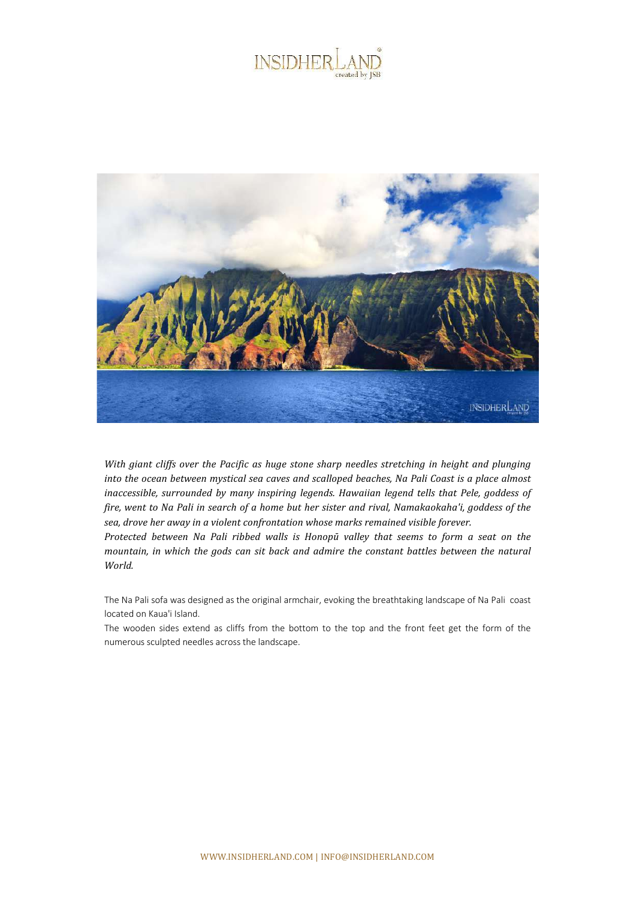*With giant cliffs over the Pacific as huge stone sharp needles stretching in height and plunging into the ocean between mystical sea caves and scalloped beaches, Na Pali Coast is a place almost inaccessible, surrounded by many inspiring legends. Hawaiian legend tells that Pele, goddess of fire, went to Na Pali in search of a home but her sister and rival, Namakaokaha'i, goddess of the sea, drove her away in a violent confrontation whose marks remained visible forever.*
*Protected between Na Pali ribbed walls is Honopū valley that seems to form a seat on the mountain, in which the gods can sit back and admire the constant battles between the natural World.*

The Na Pali sofa was designed as the original armchair, evoking the breathtaking landscape of Na Pali coast located on Kaua'i Island.
The wooden sides extend as cliffs from the bottom to the top and the front feet get the form of the numerous sculpted needles across the landscape.